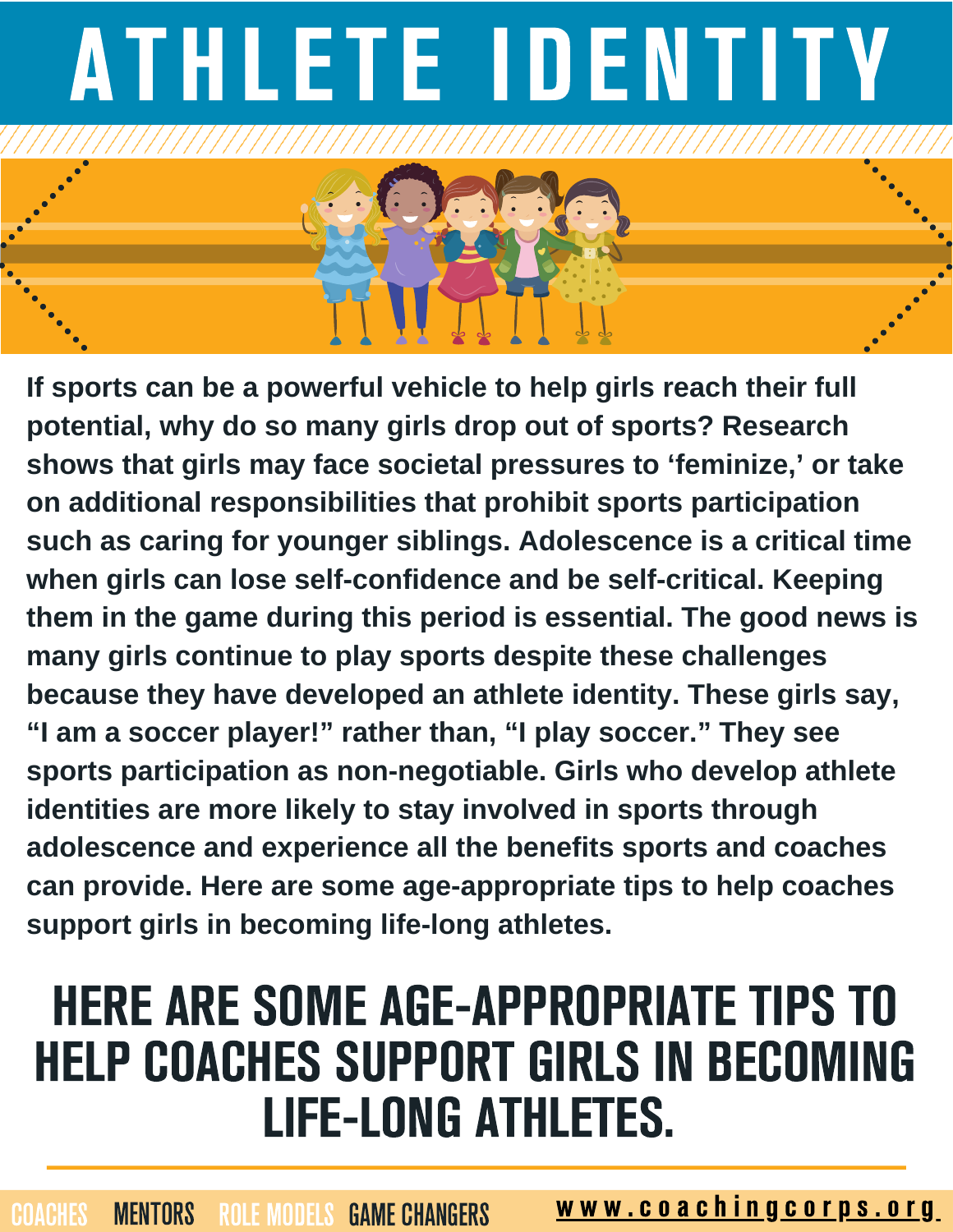# ATHLETE IDENTITY

**If sports can be a powerful vehicle to help girls reach their full potential, why do so many girls drop out of sports? Research shows that girls may face societal pressures to 'feminize,' or take on additional responsibilities that prohibit sports participation such as caring for younger siblings. Adolescence is a critical time when girls can lose self-confidence and be self-critical. Keeping them in the game during this period is essential. The good news is many girls continue to play sports despite these challenges because they have developed an athlete identity. These girls say, "I am a soccer player!" rather than, "I play soccer." They see sports participation as non-negotiable. Girls who develop athlete identities are more likely to stay involved in sports through adolescence and experience all the benefits sports and coaches can provide. Here are some age-appropriate tips to help coaches support girls in becoming life-long athletes.**

## HERE ARE SOME AGE-APPROPRIATE TIPS TO HELP COACHES SUPPORT GIRLS IN BECOMING LIFE-LONG ATHLETES.

COACHES MENTORS ROLE MODELS GAME CHANGERS www.coachingcorps.org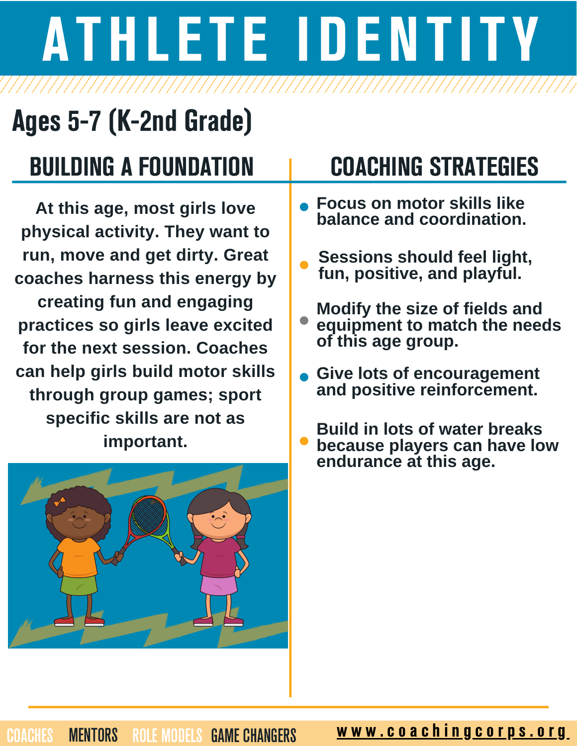# ATHLETE IDENTITY

## Ages 5-7 (K-2nd Grade)

### BUILDING A FOUNDATION

**At this age, most girls love physical activity. They want to run, move and get dirty. Great coaches harness this energy by creating fun and engaging practices so girls leave excited for the next session. Coaches can help girls build motor skills through group games; sport specific skills are not as important.**

### COACHING STRATEGIES

- **Focus on motor skills like balance and coordination.**
- **Sessions should feel light, fun, positive, and playful.**
- **Modify the size of fields and equipment to match the needs of this age group.**
- **Give lots of encouragement and positive reinforcement.**
- **Build in lots of water breaks because players can have low endurance at this age.**

COACHES MENTORS ROLE MODELS GAME CHANGERS www.coachingcorps.org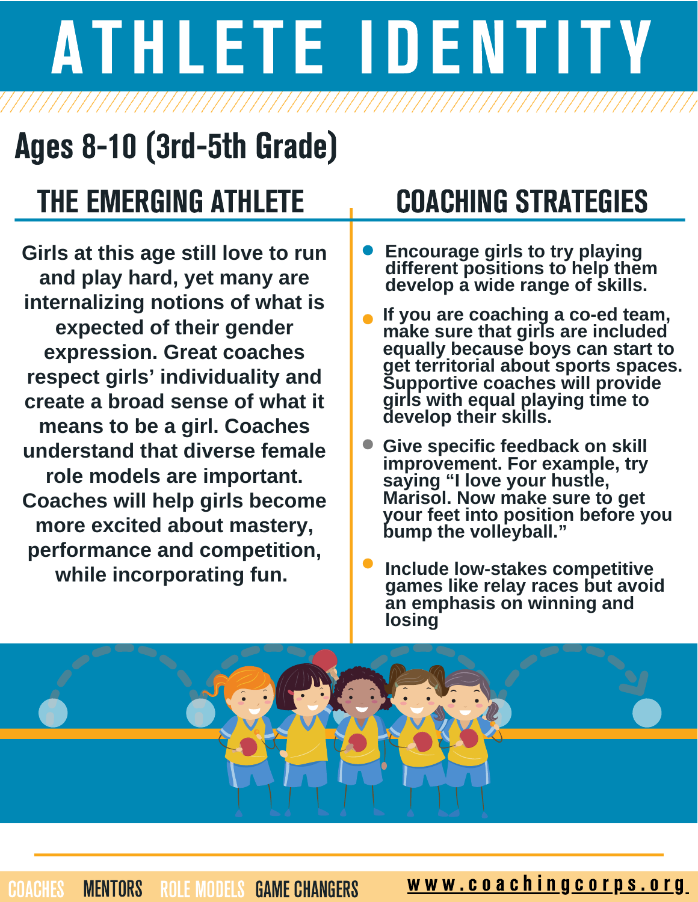# ATHLETE IDENTITY

## Ages 8-10 (3rd-5th Grade)

### THE EMERGING ATHLETE

**Girls at this age still love to run and play hard, yet many are internalizing notions of what is expected of their gender expression. Great coaches respect girls' individuality and create a broad sense of what it means to be a girl. Coaches understand that diverse female role models are important. Coaches will help girls become more excited about mastery, performance and competition, while incorporating fun.**

### COACHING STRATEGIES

- **Encourage girls to try playing different positions to help them develop a wide range of skills.**
- **If you are coaching a co-ed team, make sure that girls are included equally because boys can start to get territorial about sports spaces. Supportive coaches will provide girls with equal playing time to develop their skills.**
- **Give specific feedback on skill improvement. For example, try saying "I love your hustle, Marisol. Now make sure to get your feet into position before you bump the volleyball."**
- **Include low-stakes competitive games like relay races but avoid an emphasis on winning and losing**

COACHES MENTORS ROLE MODELS GAME CHANGERS www.coachingcorps.org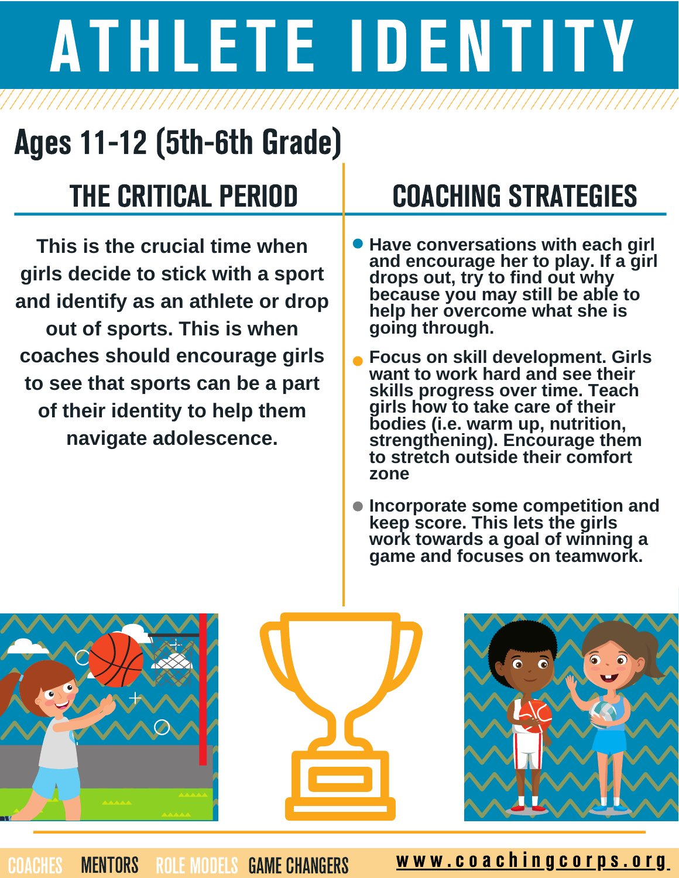# ATHLETE IDENTITY

## Ages 11-12 (5th-6th Grade)

### THE CRITICAL PERIOD

This is the crucial time when girls decide to stick with a sport and identify as an athlete or drop out of sports. This is when coaches should encourage girls to see that sports can be a part of their identity to help them navigate adolescence.

### COACHING STRATEGIES

- Have conversations with each girl and encourage her to play. If a girl drops out, try to find out why because you may still be able to help her overcome what she is going through.
- Focus on skill development. Girls want to work hard and see their skills progress over time. Teach girls how to take care of their bodies (i.e. warm up, nutrition, strengthening). Encourage them to stretch outside their comfort zone
- Incorporate some competition and keep score. This lets the girls work towards a goal of winning a game and focuses on teamwork.

COACHES MENTORS ROLE MODELS GAME CHANGERS www.coachingcorps.org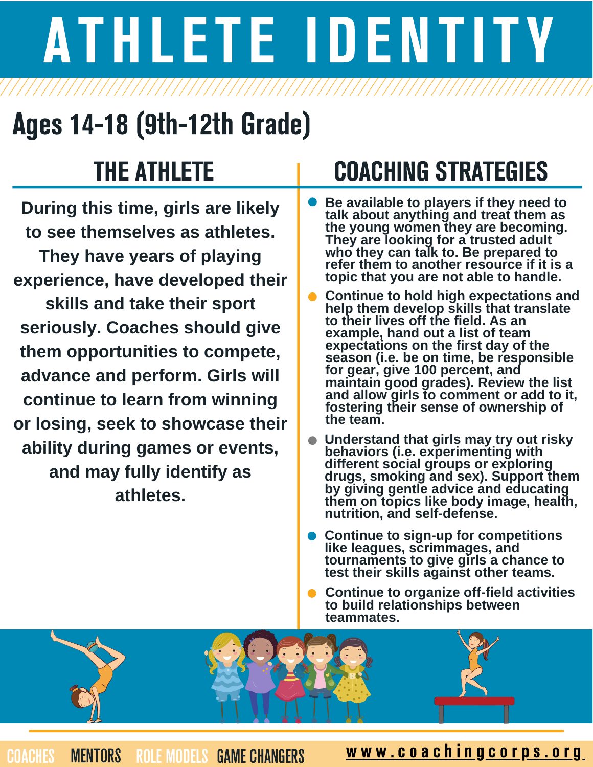# ATHLETE IDENTITY

## Ages 14-18 (9th-12th Grade)

### THE ATHLETE

**During this time, girls are likely to see themselves as athletes. They have years of playing experience, have developed their skills and take their sport seriously. Coaches should give them opportunities to compete, advance and perform. Girls will continue to learn from winning or losing, seek to showcase their ability during games or events, and may fully identify as athletes.**

### COACHING STRATEGIES

- **Be available to players if they need to talk about anything and treat them as the young women they are becoming. They are looking for a trusted adult who they can talk to. Be prepared to refer them to another resource if it is a topic that you are not able to handle.**
- **Continue to hold high expectations and help them develop skills that translate to their lives off the field. As an example, hand out a list of team expectations on the first day of the season (i.e. be on time, be responsible for gear, give 100 percent, and maintain good grades). Review the list and allow girls to comment or add to it, fostering their sense of ownership of the team.**
- **Understand that girls may try out risky behaviors (i.e. experimenting with different social groups or exploring drugs, smoking and sex). Support them by giving gentle advice and educating them on topics like body image, health, nutrition, and self-defense.**
- **Continue to sign-up for competitions like leagues, scrimmages, and tournaments to give girls a chance to test their skills against other teams.**
- **Continue to organize off-field activities to build relationships between teammates.**

COACHES MENTORS ROLE MODELS GAME CHANGERS www.coachingcorps.org